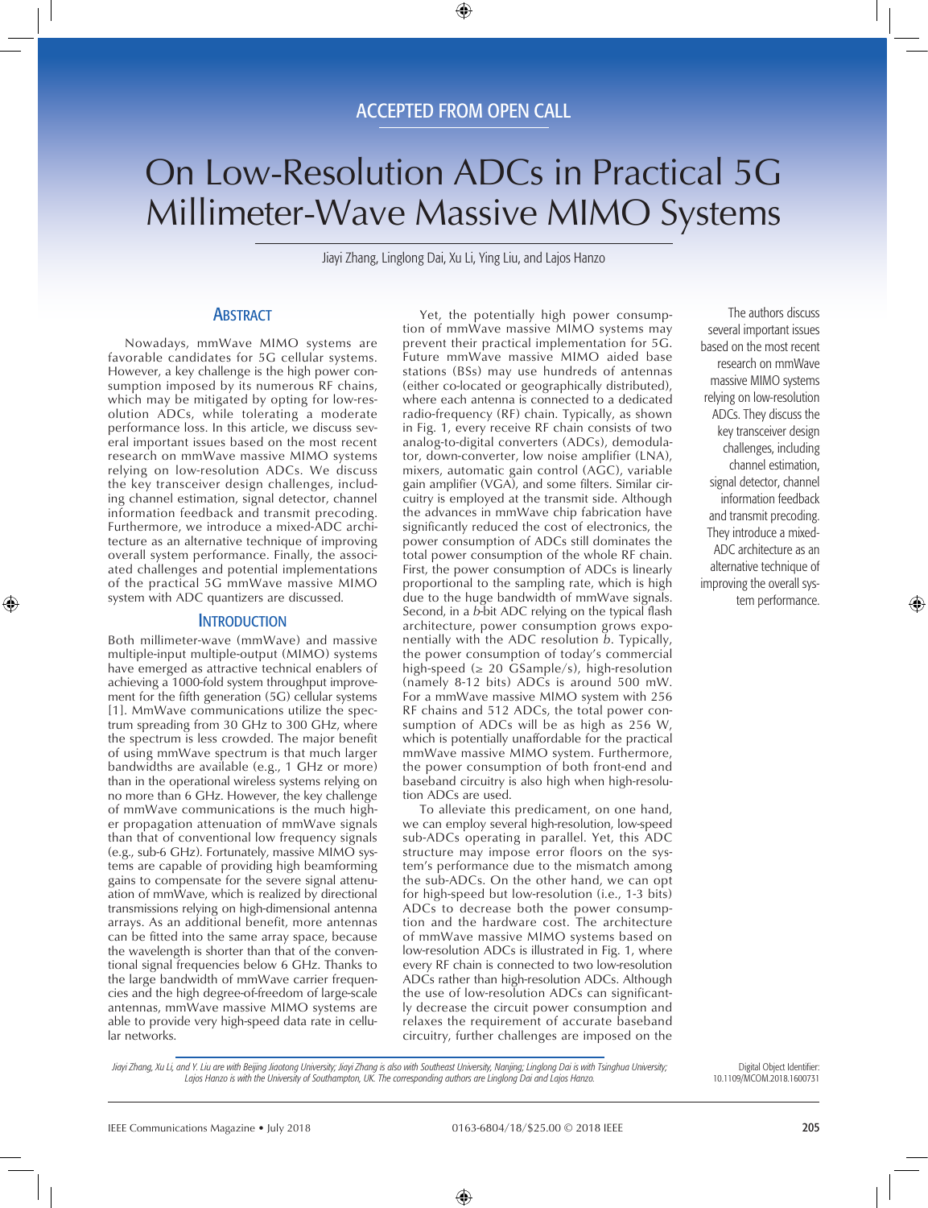ACCEPTED FROM OPEN CALL

# On Low-Resolution ADCs in Practical 5G Millimeter-Wave Massive MIMO Systems

Jiayi Zhang, Linglong Dai, Xu Li, Ying Liu, and Lajos Hanzo

The authors discuss several important issues based on the most recent research on mmWave massive MIMO systems relying on low-resolution ADCs. They discuss the key transceiver design challenges, including channel estimation, signal detector, channel information feedback and transmit precoding. They introduce a mixed-ADC architecture as an alternative technique of improving the overall system performance.

## Abstract

Nowadays, mmWave MIMO systems are favorable candidates for 5G cellular systems. However, a key challenge is the high power consumption imposed by its numerous RF chains, which may be mitigated by opting for low-resolution ADCs, while tolerating a moderate performance loss. In this article, we discuss several important issues based on the most recent research on mmWave massive MIMO systems relying on low-resolution ADCs. We discuss the key transceiver design challenges, including channel estimation, signal detector, channel information feedback and transmit precoding. Furthermore, we introduce a mixed-ADC architecture as an alternative technique of improving overall system performance. Finally, the associated challenges and potential implementations of the practical 5G mmWave massive MIMO system with ADC quantizers are discussed.

## Introduction

Both millimeter-wave (mmWave) and massive multiple-input multiple-output (MIMO) systems have emerged as attractive technical enablers of achieving a 1000-fold system throughput improvement for the fifth generation (5G) cellular systems [1]. MmWave communications utilize the spectrum spreading from 30 GHz to 300 GHz, where the spectrum is less crowded. The major benefit of using mmWave spectrum is that much larger bandwidths are available (e.g., 1 GHz or more) than in the operational wireless systems relying on no more than 6 GHz. However, the key challenge of mmWave communications is the much higher propagation attenuation of mmWave signals than that of conventional low frequency signals (e.g., sub-6 GHz). Fortunately, massive MIMO systems are capable of providing high beamforming gains to compensate for the severe signal attenuation of mmWave, which is realized by directional transmissions relying on high-dimensional antenna arrays. As an additional benefit, more antennas can be fitted into the same array space, because the wavelength is shorter than that of the conventional signal frequencies below 6 GHz. Thanks to the large bandwidth of mmWave carrier frequencies and the high degree-of-freedom of large-scale antennas, mmWave massive MIMO systems are able to provide very high-speed data rate in cellular networks.

Yet, the potentially high power consumption of mmWave massive MIMO systems may prevent their practical implementation for 5G. Future mmWave massive MIMO aided base stations (BSs) may use hundreds of antennas (either co-located or geographically distributed), where each antenna is connected to a dedicated radio-frequency (RF) chain. Typically, as shown in Fig. 1, every receive RF chain consists of two analog-to-digital converters (ADCs), demodulator, down-converter, low noise amplifier (LNA), mixers, automatic gain control (AGC), variable gain amplifier (VGA), and some filters. Similar circuitry is employed at the transmit side. Although the advances in mmWave chip fabrication have significantly reduced the cost of electronics, the power consumption of ADCs still dominates the total power consumption of the whole RF chain. First, the power consumption of ADCs is linearly proportional to the sampling rate, which is high due to the huge bandwidth of mmWave signals. Second, in a $b$-bit ADC relying on the typical flash architecture, power consumption grows exponentially with the ADC resolution $b$. Typically, the power consumption of today's commercial high-speed ($\geq$ 20 GSample/s), high-resolution (namely 8-12 bits) ADCs is around 500 mW. For a mmWave massive MIMO system with 256 RF chains and 512 ADCs, the total power consumption of ADCs will be as high as 256 W, which is potentially unaffordable for the practical mmWave massive MIMO system. Furthermore, the power consumption of both front-end and baseband circuitry is also high when high-resolution ADCs are used.

To alleviate this predicament, on one hand, we can employ several high-resolution, low-speed sub-ADCs operating in parallel. Yet, this ADC structure may impose error floors on the system's performance due to the mismatch among the sub-ADCs. On the other hand, we can opt for high-speed but low-resolution (i.e., 1-3 bits) ADCs to decrease both the power consumption and the hardware cost. The architecture of mmWave massive MIMO systems based on low-resolution ADCs is illustrated in Fig. 1, where every RF chain is connected to two low-resolution ADCs rather than high-resolution ADCs. Although the use of low-resolution ADCs can significantly decrease the circuit power consumption and relaxes the requirement of accurate baseband circuitry, further challenges are imposed on the

*Jiayi Zhang, Xu Li, and Y. Liu are with Beijing Jiaotong University; Jiayi Zhang is also with Southeast University, Nanjing; Linglong Dai is with Tsinghua University; Lajos Hanzo is with the University of Southampton, UK. The corresponding authors are Linglong Dai and Lajos Hanzo.*

Digital Object Identifier: 10.1109/MCOM.2018.1600731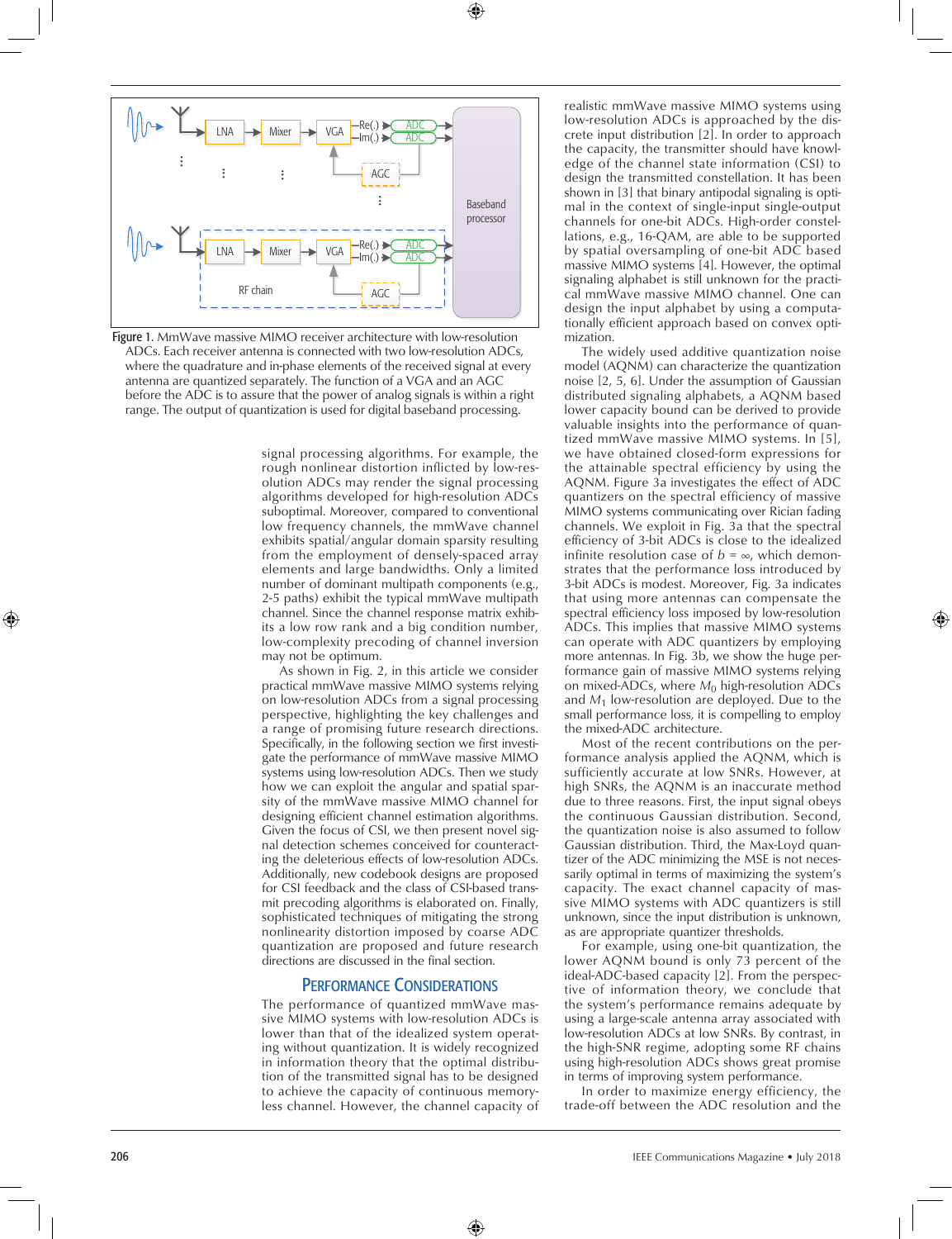Figure 1. MmWave massive MIMO receiver architecture with low-resolution ADCs. Each receiver antenna is connected with two low-resolution ADCs, where the quadrature and in-phase elements of the received signal at every antenna are quantized separately. The function of a VGA and an AGC before the ADC is to assure that the power of analog signals is within a right range. The output of quantization is used for digital baseband processing.

signal processing algorithms. For example, the rough nonlinear distortion inflicted by low-resolution ADCs may render the signal processing algorithms developed for high-resolution ADCs suboptimal. Moreover, compared to conventional low frequency channels, the mmWave channel exhibits spatial/angular domain sparsity resulting from the employment of densely-spaced array elements and large bandwidths. Only a limited number of dominant multipath components (e.g., 2-5 paths) exhibit the typical mmWave multipath channel. Since the channel response matrix exhibits a low row rank and a big condition number, low-complexity precoding of channel inversion may not be optimum.

As shown in Fig. 2, in this article we consider practical mmWave massive MIMO systems relying on low-resolution ADCs from a signal processing perspective, highlighting the key challenges and a range of promising future research directions. Specifically, in the following section we first investigate the performance of mmWave massive MIMO systems using low-resolution ADCs. Then we study how we can exploit the angular and spatial sparsity of the mmWave massive MIMO channel for designing efficient channel estimation algorithms. Given the focus of CSI, we then present novel signal detection schemes conceived for counteracting the deleterious effects of low-resolution ADCs. Additionally, new codebook designs are proposed for CSI feedback and the class of CSI-based transmit precoding algorithms is elaborated on. Finally, sophisticated techniques of mitigating the strong nonlinearity distortion imposed by coarse ADC quantization are proposed and future research directions are discussed in the final section.

## Performance Considerations

The performance of quantized mmWave massive MIMO systems with low-resolution ADCs is lower than that of the idealized system operating without quantization. It is widely recognized in information theory that the optimal distribution of the transmitted signal has to be designed to achieve the capacity of continuous memoryless channel. However, the channel capacity of realistic mmWave massive MIMO systems using low-resolution ADCs is approached by the discrete input distribution [2]. In order to approach the capacity, the transmitter should have knowledge of the channel state information (CSI) to design the transmitted constellation. It has been shown in [3] that binary antipodal signaling is optimal in the context of single-input single-output channels for one-bit ADCs. High-order constellations, e.g., 16-QAM, are able to be supported by spatial oversampling of one-bit ADC based massive MIMO systems [4]. However, the optimal signaling alphabet is still unknown for the practical mmWave massive MIMO channel. One can design the input alphabet by using a computationally efficient approach based on convex optimization.

The widely used additive quantization noise model (AQNM) can characterize the quantization noise [2, 5, 6]. Under the assumption of Gaussian distributed signaling alphabets, a AQNM based lower capacity bound can be derived to provide valuable insights into the performance of quantized mmWave massive MIMO systems. In [5], we have obtained closed-form expressions for the attainable spectral efficiency by using the AQNM. Figure 3a investigates the effect of ADC quantizers on the spectral efficiency of massive MIMO systems communicating over Rician fading channels. We exploit in Fig. 3a that the spectral efficiency of 3-bit ADCs is close to the idealized infinite resolution case of $b = \infty$, which demonstrates that the performance loss introduced by 3-bit ADCs is modest. Moreover, Fig. 3a indicates that using more antennas can compensate the spectral efficiency loss imposed by low-resolution ADCs. This implies that massive MIMO systems can operate with ADC quantizers by employing more antennas. In Fig. 3b, we show the huge performance gain of massive MIMO systems relying on mixed-ADCs, where $M_0$ high-resolution ADCs and $M_1$ low-resolution are deployed. Due to the small performance loss, it is compelling to employ the mixed-ADC architecture.

Most of the recent contributions on the performance analysis applied the AQNM, which is sufficiently accurate at low SNRs. However, at high SNRs, the AQNM is an inaccurate method due to three reasons. First, the input signal obeys the continuous Gaussian distribution. Second, the quantization noise is also assumed to follow Gaussian distribution. Third, the Max-Loyd quantizer of the ADC minimizing the MSE is not necessarily optimal in terms of maximizing the system's capacity. The exact channel capacity of massive MIMO systems with ADC quantizers is still unknown, since the input distribution is unknown, as are appropriate quantizer thresholds.

For example, using one-bit quantization, the lower AQNM bound is only 73 percent of the ideal-ADC-based capacity [2]. From the perspective of information theory, we conclude that the system's performance remains adequate by using a large-scale antenna array associated with low-resolution ADCs at low SNRs. By contrast, in the high-SNR regime, adopting some RF chains using high-resolution ADCs shows great promise in terms of improving system performance.

In order to maximize energy efficiency, the trade-off between the ADC resolution and the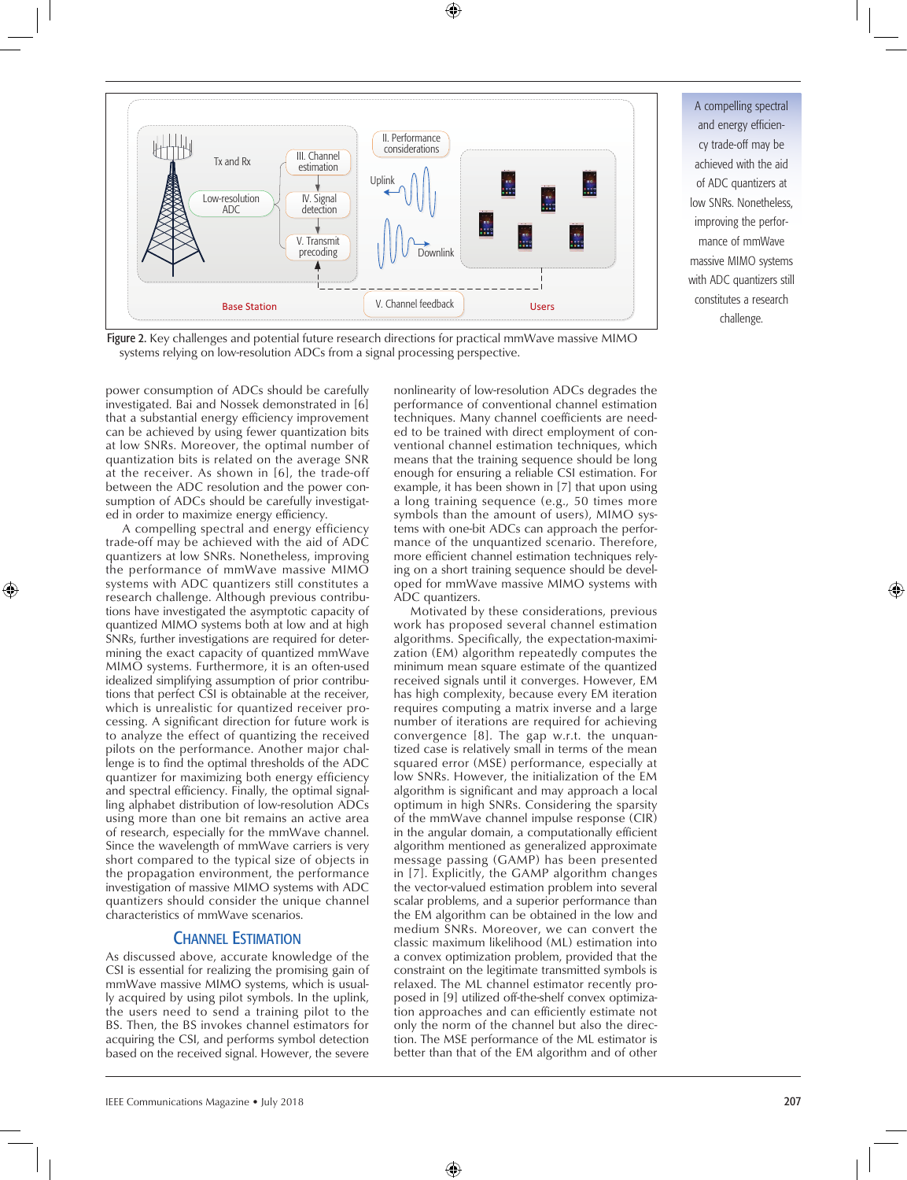Figure 2. Key challenges and potential future research directions for practical mmWave massive MIMO systems relying on low-resolution ADCs from a signal processing perspective.

power consumption of ADCs should be carefully investigated. Bai and Nossek demonstrated in [6] that a substantial energy efficiency improvement can be achieved by using fewer quantization bits at low SNRs. Moreover, the optimal number of quantization bits is related on the average SNR at the receiver. As shown in [6], the trade-off between the ADC resolution and the power consumption of ADCs should be carefully investigated in order to maximize energy efficiency.

A compelling spectral and energy efficiency trade-off may be achieved with the aid of ADC quantizers at low SNRs. Nonetheless, improving the performance of mmWave massive MIMO systems with ADC quantizers still constitutes a research challenge. Although previous contributions have investigated the asymptotic capacity of quantized MIMO systems both at low and at high SNRs, further investigations are required for determining the exact capacity of quantized mmWave MIMO systems. Furthermore, it is an often-used idealized simplifying assumption of prior contributions that perfect CSI is obtainable at the receiver, which is unrealistic for quantized receiver processing. A significant direction for future work is to analyze the effect of quantizing the received pilots on the performance. Another major challenge is to find the optimal thresholds of the ADC quantizer for maximizing both energy efficiency and spectral efficiency. Finally, the optimal signalling alphabet distribution of low-resolution ADCs using more than one bit remains an active area of research, especially for the mmWave channel. Since the wavelength of mmWave carriers is very short compared to the typical size of objects in the propagation environment, the performance investigation of massive MIMO systems with ADC quantizers should consider the unique channel characteristics of mmWave scenarios.

## Channel Estimation

As discussed above, accurate knowledge of the CSI is essential for realizing the promising gain of mmWave massive MIMO systems, which is usually acquired by using pilot symbols. In the uplink, the users need to send a training pilot to the BS. Then, the BS invokes channel estimators for acquiring the CSI, and performs symbol detection based on the received signal. However, the severe nonlinearity of low-resolution ADCs degrades the performance of conventional channel estimation techniques. Many channel coefficients are needed to be trained with direct employment of conventional channel estimation techniques, which means that the training sequence should be long enough for ensuring a reliable CSI estimation. For example, it has been shown in [7] that upon using a long training sequence (e.g., 50 times more symbols than the amount of users), MIMO systems with one-bit ADCs can approach the performance of the unquantized scenario. Therefore, more efficient channel estimation techniques relying on a short training sequence should be developed for mmWave massive MIMO systems with ADC quantizers.

Motivated by these considerations, previous work has proposed several channel estimation algorithms. Specifically, the expectation-maximization (EM) algorithm repeatedly computes the minimum mean square estimate of the quantized received signals until it converges. However, EM has high complexity, because every EM iteration requires computing a matrix inverse and a large number of iterations are required for achieving convergence [8]. The gap w.r.t. the unquantized case is relatively small in terms of the mean squared error (MSE) performance, especially at low SNRs. However, the initialization of the EM algorithm is significant and may approach a local optimum in high SNRs. Considering the sparsity of the mmWave channel impulse response (CIR) in the angular domain, a computationally efficient algorithm mentioned as generalized approximate message passing (GAMP) has been presented in [7]. Explicitly, the GAMP algorithm changes the vector-valued estimation problem into several scalar problems, and a superior performance than the EM algorithm can be obtained in the low and medium SNRs. Moreover, we can convert the classic maximum likelihood (ML) estimation into a convex optimization problem, provided that the constraint on the legitimate transmitted symbols is relaxed. The ML channel estimator recently proposed in [9] utilized off-the-shelf convex optimization approaches and can efficiently estimate not only the norm of the channel but also the direction. The MSE performance of the ML estimator is better than that of the EM algorithm and of other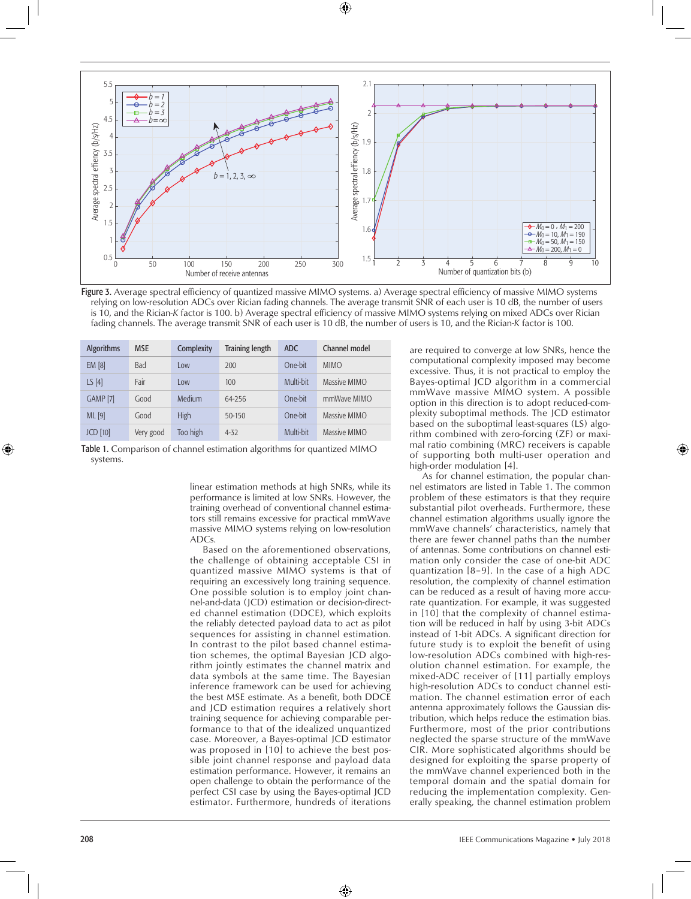Figure 3. Average spectral efficiency of quantized massive MIMO systems. a) Average spectral efficiency of massive MIMO systems relying on low-resolution ADCs over Rician fading channels. The average transmit SNR of each user is 10 dB, the number of users is 10, and the Rician-K factor is 100. b) Average spectral efficiency of massive MIMO systems relying on mixed ADCs over Rician fading channels. The average transmit SNR of each user is 10 dB, the number of users is 10, and the Rician-K factor is 100.

| Algorithms | MSE | Complexity | Training length | ADC | Channel model |
|---|---|---|---|---|---|
| EM [8] | Bad | Low | 200 | One-bit | MIMO |
| LS [4] | Fair | Low | 100 | Multi-bit | Massive MIMO |
| GAMP [7] | Good | Medium | 64-256 | One-bit | mmWave MIMO |
| ML [9] | Good | High | 50-150 | One-bit | Massive MIMO |
| JCD [10] | Very good | Too high | 4-32 | Multi-bit | Massive MIMO |

Table 1. Comparison of channel estimation algorithms for quantized MIMO systems.

linear estimation methods at high SNRs, while its performance is limited at low SNRs. However, the training overhead of conventional channel estimators still remains excessive for practical mmWave massive MIMO systems relying on low-resolution ADCs.

Based on the aforementioned observations, the challenge of obtaining acceptable CSI in quantized massive MIMO systems is that of requiring an excessively long training sequence. One possible solution is to employ joint channel-and-data (JCD) estimation or decision-directed channel estimation (DDCE), which exploits the reliably detected payload data to act as pilot sequences for assisting in channel estimation. In contrast to the pilot based channel estimation schemes, the optimal Bayesian JCD algorithm jointly estimates the channel matrix and data symbols at the same time. The Bayesian inference framework can be used for achieving the best MSE estimate. As a benefit, both DDCE and JCD estimation requires a relatively short training sequence for achieving comparable performance to that of the idealized unquantized case. Moreover, a Bayes-optimal JCD estimator was proposed in [10] to achieve the best possible joint channel response and payload data estimation performance. However, it remains an open challenge to obtain the performance of the perfect CSI case by using the Bayes-optimal JCD estimator. Furthermore, hundreds of iterations are required to converge at low SNRs, hence the computational complexity imposed may become excessive. Thus, it is not practical to employ the Bayes-optimal JCD algorithm in a commercial mmWave massive MIMO system. A possible option in this direction is to adopt reduced-complexity suboptimal methods. The JCD estimator based on the suboptimal least-squares (LS) algorithm combined with zero-forcing (ZF) or maximal ratio combining (MRC) receivers is capable of supporting both multi-user operation and high-order modulation [4].

As for channel estimation, the popular channel estimators are listed in Table 1. The common problem of these estimators is that they require substantial pilot overheads. Furthermore, these channel estimation algorithms usually ignore the mmWave channels' characteristics, namely that there are fewer channel paths than the number of antennas. Some contributions on channel estimation only consider the case of one-bit ADC quantization [8–9]. In the case of a high ADC resolution, the complexity of channel estimation can be reduced as a result of having more accurate quantization. For example, it was suggested in [10] that the complexity of channel estimation will be reduced in half by using 3-bit ADCs instead of 1-bit ADCs. A significant direction for future study is to exploit the benefit of using low-resolution ADCs combined with high-resolution channel estimation. For example, the mixed-ADC receiver of [11] partially employs high-resolution ADCs to conduct channel estimation. The channel estimation error of each antenna approximately follows the Gaussian distribution, which helps reduce the estimation bias. Furthermore, most of the prior contributions neglected the sparse structure of the mmWave CIR. More sophisticated algorithms should be designed for exploiting the sparse property of the mmWave channel experienced both in the temporal domain and the spatial domain for reducing the implementation complexity. Generally speaking, the channel estimation problem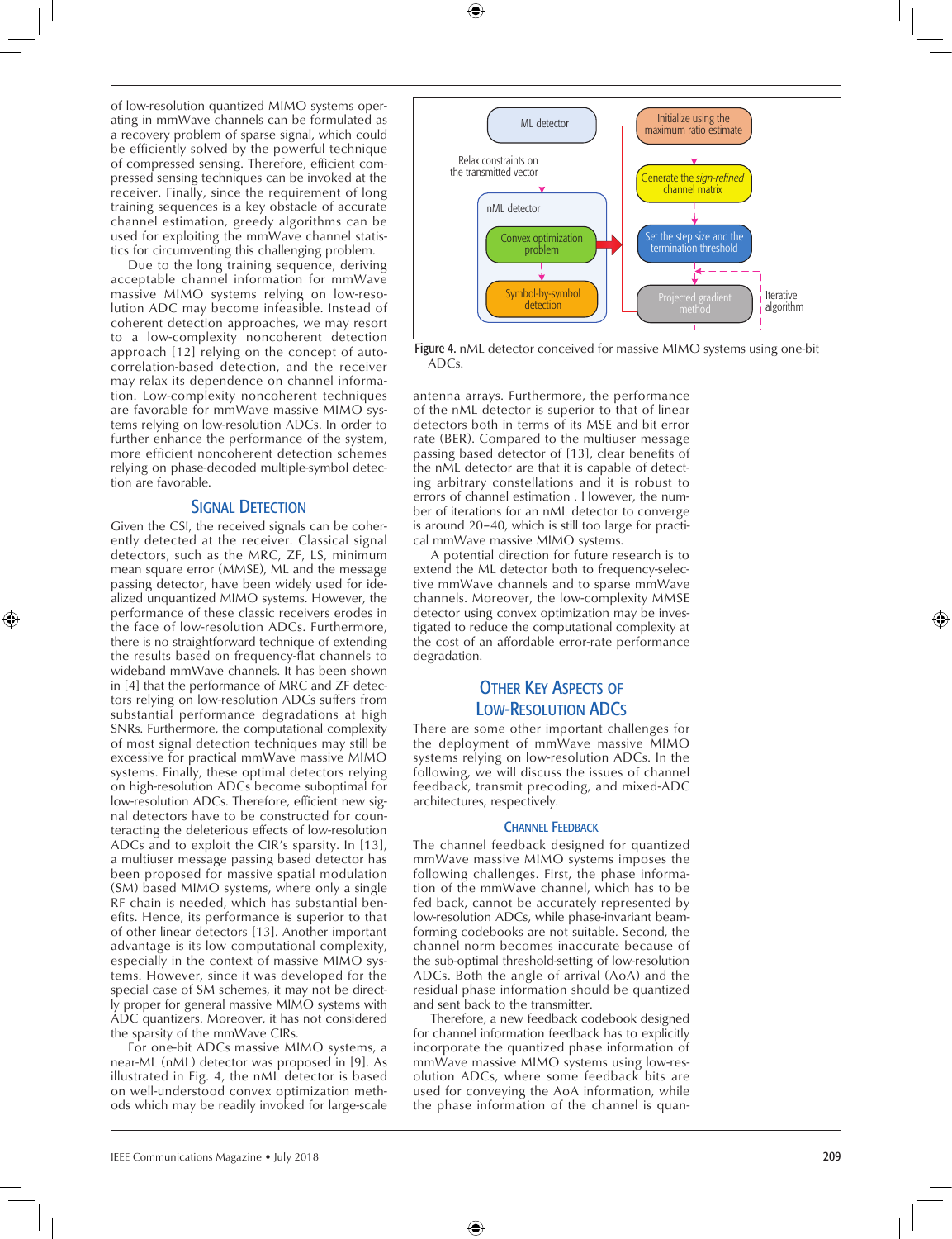of low-resolution quantized MIMO systems operating in mmWave channels can be formulated as a recovery problem of sparse signal, which could be efficiently solved by the powerful technique of compressed sensing. Therefore, efficient compressed sensing techniques can be invoked at the receiver. Finally, since the requirement of long training sequences is a key obstacle of accurate channel estimation, greedy algorithms can be used for exploiting the mmWave channel statistics for circumventing this challenging problem.

Due to the long training sequence, deriving acceptable channel information for mmWave massive MIMO systems relying on low-resolution ADC may become infeasible. Instead of coherent detection approaches, we may resort to a low-complexity noncoherent detection approach [12] relying on the concept of autocorrelation-based detection, and the receiver may relax its dependence on channel information. Low-complexity noncoherent techniques are favorable for mmWave massive MIMO systems relying on low-resolution ADCs. In order to further enhance the performance of the system, more efficient noncoherent detection schemes relying on phase-decoded multiple-symbol detection are favorable.

## Signal Detection

Given the CSI, the received signals can be coherently detected at the receiver. Classical signal detectors, such as the MRC, ZF, LS, minimum mean square error (MMSE), ML and the message passing detector, have been widely used for idealized unquantized MIMO systems. However, the performance of these classic receivers erodes in the face of low-resolution ADCs. Furthermore, there is no straightforward technique of extending the results based on frequency-flat channels to wideband mmWave channels. It has been shown in [4] that the performance of MRC and ZF detectors relying on low-resolution ADCs suffers from substantial performance degradations at high SNRs. Furthermore, the computational complexity of most signal detection techniques may still be excessive for practical mmWave massive MIMO systems. Finally, these optimal detectors relying on high-resolution ADCs become suboptimal for low-resolution ADCs. Therefore, efficient new signal detectors have to be constructed for counteracting the deleterious effects of low-resolution ADCs and to exploit the CIR's sparsity. In [13], a multiuser message passing based detector has been proposed for massive spatial modulation (SM) based MIMO systems, where only a single RF chain is needed, which has substantial benefits. Hence, its performance is superior to that of other linear detectors [13]. Another important advantage is its low computational complexity, especially in the context of massive MIMO systems. However, since it was developed for the special case of SM schemes, it may not be directly proper for general massive MIMO systems with ADC quantizers. Moreover, it has not considered the sparsity of the mmWave CIRs.

For one-bit ADCs massive MIMO systems, a near-ML (nML) detector was proposed in [9]. As illustrated in Fig. 4, the nML detector is based on well-understood convex optimization methods which may be readily invoked for large-scale antenna arrays. Furthermore, the performance of the nML detector is superior to that of linear detectors both in terms of its MSE and bit error rate (BER). Compared to the multiuser message passing based detector of [13], clear benefits of the nML detector are that it is capable of detecting arbitrary constellations and it is robust to errors of channel estimation . However, the number of iterations for an nML detector to converge is around 20–40, which is still too large for practical mmWave massive MIMO systems.

A potential direction for future research is to extend the ML detector both to frequency-selective mmWave channels and to sparse mmWave channels. Moreover, the low-complexity MMSE detector using convex optimization may be investigated to reduce the computational complexity at the cost of an affordable error-rate performance degradation.

**Figure 4.** nML detector conceived for massive MIMO systems using one-bit ADCs.

## Other Key Aspects of Low-Resolution ADCs

There are some other important challenges for the deployment of mmWave massive MIMO systems relying on low-resolution ADCs. In the following, we will discuss the issues of channel feedback, transmit precoding, and mixed-ADC architectures, respectively.

### Channel Feedback

The channel feedback designed for quantized mmWave massive MIMO systems imposes the following challenges. First, the phase information of the mmWave channel, which has to be fed back, cannot be accurately represented by low-resolution ADCs, while phase-invariant beamforming codebooks are not suitable. Second, the channel norm becomes inaccurate because of the sub-optimal threshold-setting of low-resolution ADCs. Both the angle of arrival (AoA) and the residual phase information should be quantized and sent back to the transmitter.

Therefore, a new feedback codebook designed for channel information feedback has to explicitly incorporate the quantized phase information of mmWave massive MIMO systems using low-resolution ADCs, where some feedback bits are used for conveying the AoA information, while the phase information of the channel is quan-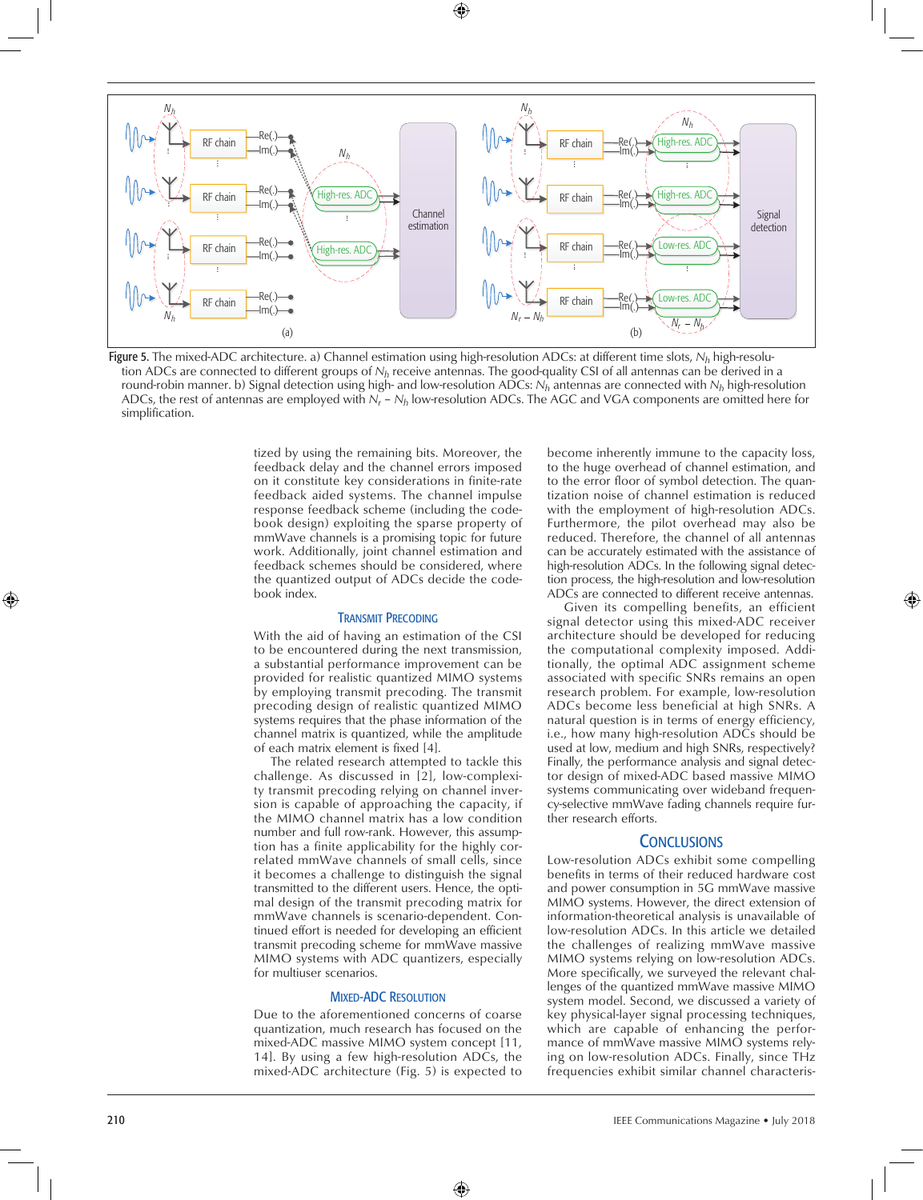Figure 5. The mixed-ADC architecture. a) Channel estimation using high-resolution ADCs: at different time slots, $N_h$ high-resolution ADCs are connected to different groups of $N_h$ receive antennas. The good-quality CSI of all antennas can be derived in a round-robin manner. b) Signal detection using high- and low-resolution ADCs: $N_h$ antennas are connected with $N_h$ high-resolution ADCs, the rest of antennas are employed with $N_r - N_h$ low-resolution ADCs. The AGC and VGA components are omitted here for simplification.

tized by using the remaining bits. Moreover, the feedback delay and the channel errors imposed on it constitute key considerations in finite-rate feedback aided systems. The channel impulse response feedback scheme (including the codebook design) exploiting the sparse property of mmWave channels is a promising topic for future work. Additionally, joint channel estimation and feedback schemes should be considered, where the quantized output of ADCs decide the codebook index.

### Transmit Precoding

With the aid of having an estimation of the CSI to be encountered during the next transmission, a substantial performance improvement can be provided for realistic quantized MIMO systems by employing transmit precoding. The transmit precoding design of realistic quantized MIMO systems requires that the phase information of the channel matrix is quantized, while the amplitude of each matrix element is fixed [4].

The related research attempted to tackle this challenge. As discussed in [2], low-complexity transmit precoding relying on channel inversion is capable of approaching the capacity, if the MIMO channel matrix has a low condition number and full row-rank. However, this assumption has a finite applicability for the highly correlated mmWave channels of small cells, since it becomes a challenge to distinguish the signal transmitted to the different users. Hence, the optimal design of the transmit precoding matrix for mmWave channels is scenario-dependent. Continued effort is needed for developing an efficient transmit precoding scheme for mmWave massive MIMO systems with ADC quantizers, especially for multiuser scenarios.

### Mixed-ADC Resolution

Due to the aforementioned concerns of coarse quantization, much research has focused on the mixed-ADC massive MIMO system concept [11, 14]. By using a few high-resolution ADCs, the mixed-ADC architecture (Fig. 5) is expected to become inherently immune to the capacity loss, to the huge overhead of channel estimation, and to the error floor of symbol detection. The quantization noise of channel estimation is reduced with the employment of high-resolution ADCs. Furthermore, the pilot overhead may also be reduced. Therefore, the channel of all antennas can be accurately estimated with the assistance of high-resolution ADCs. In the following signal detection process, the high-resolution and low-resolution ADCs are connected to different receive antennas.

Given its compelling benefits, an efficient signal detector using this mixed-ADC receiver architecture should be developed for reducing the computational complexity imposed. Additionally, the optimal ADC assignment scheme associated with specific SNRs remains an open research problem. For example, low-resolution ADCs become less beneficial at high SNRs. A natural question is in terms of energy efficiency, i.e., how many high-resolution ADCs should be used at low, medium and high SNRs, respectively? Finally, the performance analysis and signal detector design of mixed-ADC based massive MIMO systems communicating over wideband frequency-selective mmWave fading channels require further research efforts.

## Conclusions

Low-resolution ADCs exhibit some compelling benefits in terms of their reduced hardware cost and power consumption in 5G mmWave massive MIMO systems. However, the direct extension of information-theoretical analysis is unavailable of low-resolution ADCs. In this article we detailed the challenges of realizing mmWave massive MIMO systems relying on low-resolution ADCs. More specifically, we surveyed the relevant challenges of the quantized mmWave massive MIMO system model. Second, we discussed a variety of key physical-layer signal processing techniques, which are capable of enhancing the performance of mmWave massive MIMO systems relying on low-resolution ADCs. Finally, since THz frequencies exhibit similar channel characteris-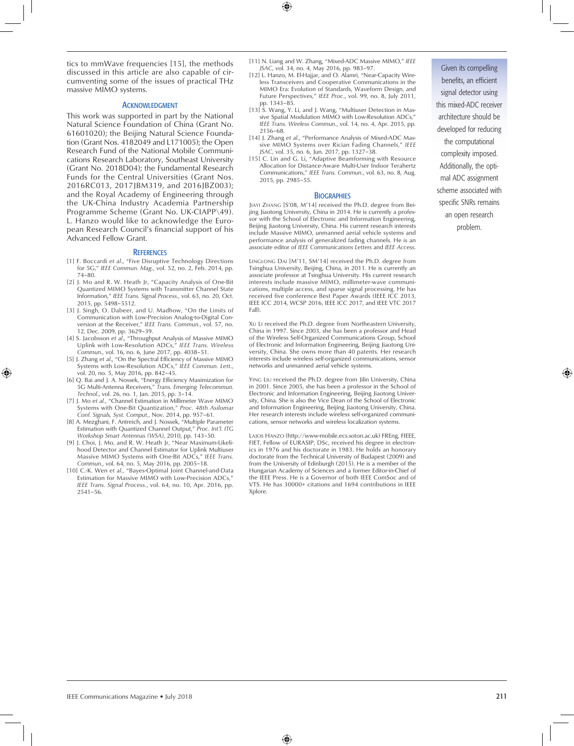tics to mmWave frequencies [15], the methods discussed in this article are also capable of circumventing some of the issues of practical THz massive MIMO systems.

## Acknowledgment

This work was supported in part by the National Natural Science Foundation of China (Grant No. 61601020); the Beijing Natural Science Foundation (Grant Nos. 4182049 and L171005); the Open Research Fund of the National Mobile Communications Research Laboratory, Southeast University (Grant No. 2018D04); the Fundamental Research Funds for the Central Universities (Grant Nos. 2016RC013, 2017JBM319, and 2016JBZ003); and the Royal Academy of Engineering through the UK-China Industry Academia Partnership Programme Scheme (Grant No. UK-CIAPP\49). L. Hanzo would like to acknowledge the European Research Council's financial support of his Advanced Fellow Grant.

## References

[1] F. Boccardi *et al.*, "Five Disruptive Technology Directions for 5G," *IEEE Commun. Mag.*, vol. 52, no. 2, Feb. 2014, pp. 74–80.

[2] J. Mo and R. W. Heath Jr, "Capacity Analysis of One-Bit Quantized MIMO Systems with Transmitter Channel State Information," *IEEE Trans. Signal Process.*, vol. 63, no. 20, Oct. 2015, pp. 5498–5512.

[3] J. Singh, O. Dabeer, and U. Madhow, "On the Limits of Communication with Low-Precision Analog-to-Digital Conversion at the Receiver," *IEEE Trans. Commun.*, vol. 57, no. 12, Dec. 2009, pp. 3629–39.

[4] S. Jacobsson *et al.*, "Throughput Analysis of Massive MIMO Uplink with Low-Resolution ADCs," *IEEE Trans. Wireless Commun.*, vol. 16, no. 6, June 2017, pp. 4038–51.

[5] J. Zhang *et al.*, "On the Spectral Efficiency of Massive MIMO Systems with Low-Resolution ADCs," *IEEE Commun. Lett.*, vol. 20, no. 5, May 2016, pp. 842–45.

[6] Q. Bai and J. A. Nossek, "Energy Efficiency Maximization for 5G Multi-Antenna Receivers," *Trans. Emerging Telecommun. Technol.*, vol. 26, no. 1, Jan. 2015, pp. 3–14.

[7] J. Mo *et al.*, "Channel Estimation in Millimeter Wave MIMO Systems with One-Bit Quantization," *Proc. 48th Asilomar Conf. Signals, Syst. Comput.*, Nov. 2014, pp. 957–61.

[8] A. Mezghani, F. Antreich, and J. Nossek, "Multiple Parameter Estimation with Quantized Channel Output," *Proc. Int'l. ITG Workshop Smart Antennas (WSA)*, 2010, pp. 143–50.

[9] J. Choi, J. Mo, and R. W. Heath Jr, "Near Maximum-Likelihood Detector and Channel Estimator for Uplink Multiuser Massive MIMO Systems with One-Bit ADCs," *IEEE Trans. Commun.*, vol. 64, no. 5, May 2016, pp. 2005–18.

[10] C.-K. Wen *et al.*, "Bayes-Optimal Joint Channel-and-Data Estimation for Massive MIMO with Low-Precision ADCs," *IEEE Trans. Signal Process.*, vol. 64, no. 10, Apr. 2016, pp. 2541–56.

[11] N. Liang and W. Zhang, "Mixed-ADC Massive MIMO," *IEEE JSAC*, vol. 34, no. 4, May 2016, pp. 983–97.

[12] L. Hanzo, M. El-Hajjar, and O. Alamri, "Near-Capacity Wireless Transceivers and Cooperative Communications in the MIMO Era: Evolution of Standards, Waveform Design, and Future Perspectives," *IEEE Proc.*, vol. 99, no. 8, July 2011, pp. 1343–85.

[13] S. Wang, Y. Li, and J. Wang, "Multiuser Detection in Massive Spatial Modulation MIMO with Low-Resolution ADCs," *IEEE Trans. Wireless Commun.*, vol. 14, no. 4, Apr. 2015, pp. 2156–68.

[14] J. Zhang *et al.*, "Performance Analysis of Mixed-ADC Massive MIMO Systems over Rician Fading Channels," *IEEE JSAC*, vol. 35, no. 6, Jun. 2017, pp. 1327–38.

[15] C. Lin and G. Li, "Adaptive Beamforming with Resource Allocation for Distance-Aware Multi-User Indoor Terahertz Communications," *IEEE Trans. Commun.*, vol. 63, no. 8, Aug. 2015, pp. 2985–55.

## Biographies

Jiayi Zhang [S'08, M'14] received the Ph.D. degree from Beijing Jiaotong University, China in 2014. He is currently a professor with the School of Electronic and Information Engineering, Beijing Jiaotong University, China. His current research interests include Massive MIMO, unmanned aerial vehicle systems and performance analysis of generalized fading channels. He is an associate editor of *IEEE Communications Letters* and *IEEE Access*.

Linglong Dai [M'11, SM'14] received the Ph.D. degree from Tsinghua University, Beijing, China, in 2011. He is currently an associate professor at Tsinghua University. His current research interests include massive MIMO, millimeter-wave communications, multiple access, and sparse signal processing. He has received five conference Best Paper Awards (IEEE ICC 2013, IEEE ICC 2014, WCSP 2016, IEEE ICC 2017, and IEEE VTC 2017 Fall).

Xu Li received the Ph.D. degree from Northeastern University, China in 1997. Since 2003, she has been a professor and Head of the Wireless Self-Organized Communications Group, School of Electronic and Information Engineering, Beijing Jiaotong University, China. She owns more than 40 patents. Her research interests include wireless self-organized communications, sensor networks and unmanned aerial vehicle systems.

Ying Liu received the Ph.D. degree from Jilin University, China in 2001. Since 2005, she has been a professor in the School of Electronic and Information Engineering, Beijing Jiaotong University, China. She is also the Vice Dean of the School of Electronic and Information Engineering, Beijing Jiaotong University, China. Her research interests include wireless self-organized communications, sensor networks and wireless localization systems.

Lajos Hanzo (http://www-mobile.ecs.soton.ac.uk) FREng, FIEEE, FIET, Fellow of EURASIP, DSc, received his degree in electronics in 1976 and his doctorate in 1983. He holds an honorary doctorate from the Technical University of Budapest (2009) and from the University of Edinburgh (2015). He is a member of the Hungarian Academy of Sciences and a former Editor-in-Chief of the IEEE Press. He is a Governor of both IEEE ComSoc and of VTS. He has 30000+ citations and 1694 contributions in IEEE Xplore.

Given its compelling benefits, an efficient signal detector using this mixed-ADC receiver architecture should be developed for reducing the computational complexity imposed. Additionally, the optimal ADC assignment scheme associated with specific SNRs remains an open research problem.